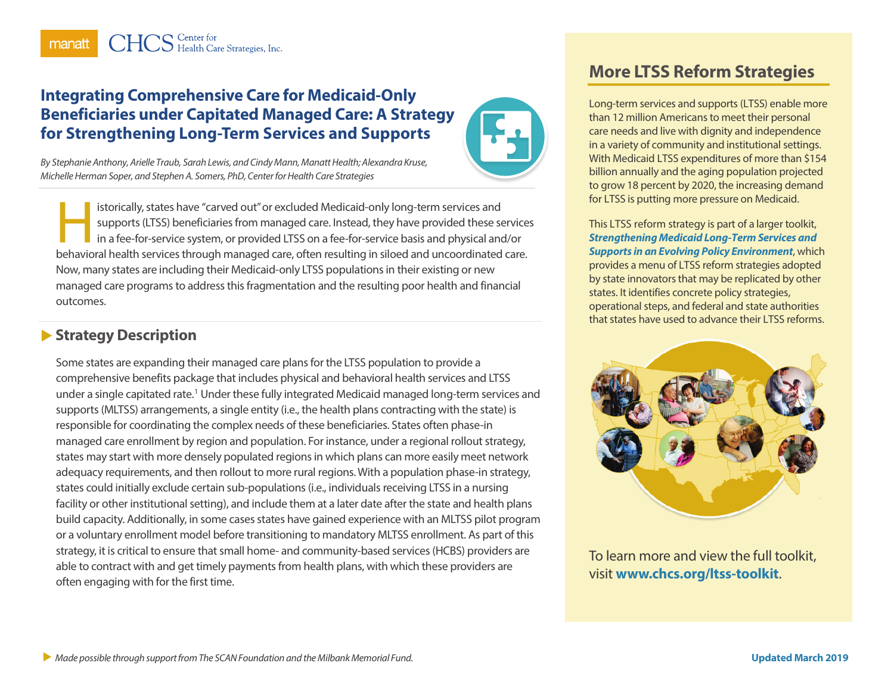# Integrating Comprehensive Care for Medicaid-Only Beneficiaries under Capitated Managed Care: A Strategy for Strengthening Long-Term Services and Supports

*By Stephanie Anthony, Arielle Traub, Sarah Lewis, and Cindy Mann, Manatt Health; Alexandra Kruse, Michelle Herman Soper, and Stephen A. Somers, PhD, Center for Health Care Strategies*

Historically, states have "carved out" or excluded Medicaid-only long-term services and supports (LTSS) beneficiaries from managed care. Instead, they have provided these services in a fee-for-service system, or provided LTSS on a fee-for-service basis and physical and/or behavioral health services through managed care, often resulting in siloed and uncoordinated care. Now, many states are including their Medicaid-only LTSS populations in their existing or new managed care programs to address this fragmentation and the resulting poor health and financial outcomes.

## Strategy Description

Some states are expanding their managed care plans for the LTSS population to provide a comprehensive benefits package that includes physical and behavioral health services and LTSS under a single capitated rate.[1] Under these fully integrated Medicaid managed long-term services and supports (MLTSS) arrangements, a single entity (i.e., the health plans contracting with the state) is responsible for coordinating the complex needs of these beneficiaries. States often phase-in managed care enrollment by region and population. For instance, under a regional rollout strategy, states may start with more densely populated regions in which plans can more easily meet network adequacy requirements, and then rollout to more rural regions. With a population phase-in strategy, states could initially exclude certain sub-populations (i.e., individuals receiving LTSS in a nursing facility or other institutional setting), and include them at a later date after the state and health plans build capacity. Additionally, in some cases states have gained experience with an MLTSS pilot program or a voluntary enrollment model before transitioning to mandatory MLTSS enrollment. As part of this strategy, it is critical to ensure that small home- and community-based services (HCBS) providers are able to contract with and get timely payments from health plans, with which these providers are often engaging with for the first time.

## More LTSS Reform Strategies

Long-term services and supports (LTSS) enable more than 12 million Americans to meet their personal care needs and live with dignity and independence in a variety of community and institutional settings. With Medicaid LTSS expenditures of more than $154 billion annually and the aging population projected to grow 18 percent by 2020, the increasing demand for LTSS is putting more pressure on Medicaid.

This LTSS reform strategy is part of a larger toolkit, ***Strengthening Medicaid Long-Term Services and Supports in an Evolving Policy Environment***, which provides a menu of LTSS reform strategies adopted by state innovators that may be replicated by other states. It identifies concrete policy strategies, operational steps, and federal and state authorities that states have used to advance their LTSS reforms.

To learn more and view the full toolkit, visit **www.chcs.org/ltss-toolkit**.

*Made possible through support from The SCAN Foundation and the Milbank Memorial Fund.*

**Updated March 2019**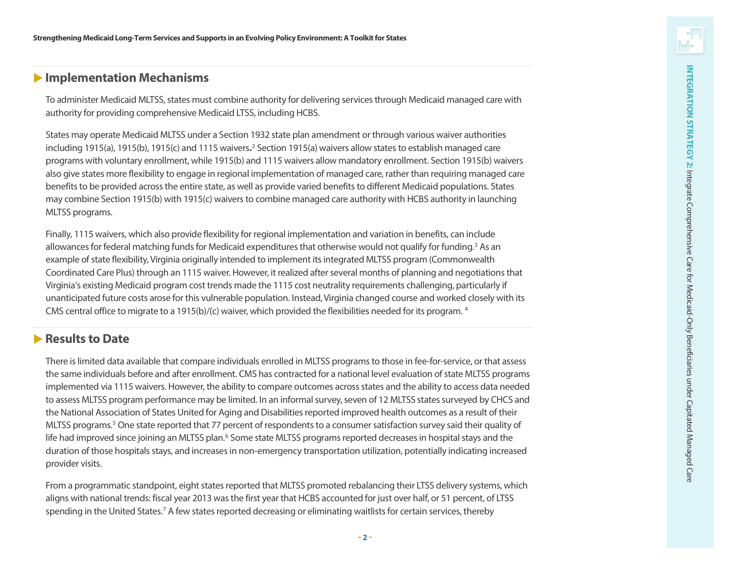## Implementation Mechanisms

To administer Medicaid MLTSS, states must combine authority for delivering services through Medicaid managed care with authority for providing comprehensive Medicaid LTSS, including HCBS.

States may operate Medicaid MLTSS under a Section 1932 state plan amendment or through various waiver authorities including 1915(a), 1915(b), 1915(c) and 1115 waivers.[2] Section 1915(a) waivers allow states to establish managed care programs with voluntary enrollment, while 1915(b) and 1115 waivers allow mandatory enrollment. Section 1915(b) waivers also give states more flexibility to engage in regional implementation of managed care, rather than requiring managed care benefits to be provided across the entire state, as well as provide varied benefits to different Medicaid populations. States may combine Section 1915(b) with 1915(c) waivers to combine managed care authority with HCBS authority in launching MLTSS programs.

Finally, 1115 waivers, which also provide flexibility for regional implementation and variation in benefits, can include allowances for federal matching funds for Medicaid expenditures that otherwise would not qualify for funding.[3] As an example of state flexibility, Virginia originally intended to implement its integrated MLTSS program (Commonwealth Coordinated Care Plus) through an 1115 waiver. However, it realized after several months of planning and negotiations that Virginia's existing Medicaid program cost trends made the 1115 cost neutrality requirements challenging, particularly if unanticipated future costs arose for this vulnerable population. Instead, Virginia changed course and worked closely with its CMS central office to migrate to a 1915(b)/(c) waiver, which provided the flexibilities needed for its program.[4]

## Results to Date

There is limited data available that compare individuals enrolled in MLTSS programs to those in fee-for-service, or that assess the same individuals before and after enrollment. CMS has contracted for a national level evaluation of state MLTSS programs implemented via 1115 waivers. However, the ability to compare outcomes across states and the ability to access data needed to assess MLTSS program performance may be limited. In an informal survey, seven of 12 MLTSS states surveyed by CHCS and the National Association of States United for Aging and Disabilities reported improved health outcomes as a result of their MLTSS programs.[5] One state reported that 77 percent of respondents to a consumer satisfaction survey said their quality of life had improved since joining an MLTSS plan.[6] Some state MLTSS programs reported decreases in hospital stays and the duration of those hospitals stays, and increases in non-emergency transportation utilization, potentially indicating increased provider visits.

From a programmatic standpoint, eight states reported that MLTSS promoted rebalancing their LTSS delivery systems, which aligns with national trends: fiscal year 2013 was the first year that HCBS accounted for just over half, or 51 percent, of LTSS spending in the United States.[7] A few states reported decreasing or eliminating waitlists for certain services, thereby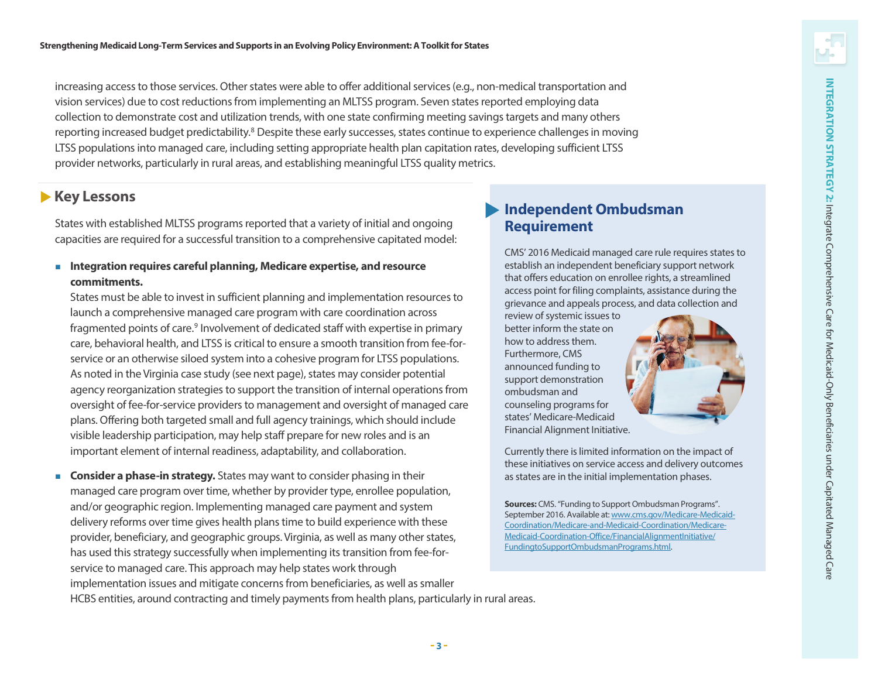increasing access to those services. Other states were able to offer additional services (e.g., non-medical transportation and vision services) due to cost reductions from implementing an MLTSS program. Seven states reported employing data collection to demonstrate cost and utilization trends, with one state confirming meeting savings targets and many others reporting increased budget predictability.[8] Despite these early successes, states continue to experience challenges in moving LTSS populations into managed care, including setting appropriate health plan capitation rates, developing sufficient LTSS provider networks, particularly in rural areas, and establishing meaningful LTSS quality metrics.

## Key Lessons

States with established MLTSS programs reported that a variety of initial and ongoing capacities are required for a successful transition to a comprehensive capitated model:

- **Integration requires careful planning, Medicare expertise, and resource commitments.** States must be able to invest in sufficient planning and implementation resources to launch a comprehensive managed care program with care coordination across fragmented points of care.[9] Involvement of dedicated staff with expertise in primary care, behavioral health, and LTSS is critical to ensure a smooth transition from fee-for-service or an otherwise siloed system into a cohesive program for LTSS populations. As noted in the Virginia case study (see next page), states may consider potential agency reorganization strategies to support the transition of internal operations from oversight of fee-for-service providers to management and oversight of managed care plans. Offering both targeted small and full agency trainings, which should include visible leadership participation, may help staff prepare for new roles and is an important element of internal readiness, adaptability, and collaboration.
- **Consider a phase-in strategy.** States may want to consider phasing in their managed care program over time, whether by provider type, enrollee population, and/or geographic region. Implementing managed care payment and system delivery reforms over time gives health plans time to build experience with these provider, beneficiary, and geographic groups. Virginia, as well as many other states, has used this strategy successfully when implementing its transition from fee-for-service to managed care. This approach may help states work through implementation issues and mitigate concerns from beneficiaries, as well as smaller HCBS entities, around contracting and timely payments from health plans, particularly in rural areas.

## Independent Ombudsman Requirement

CMS' 2016 Medicaid managed care rule requires states to establish an independent beneficiary support network that offers education on enrollee rights, a streamlined access point for filing complaints, assistance during the grievance and appeals process, and data collection and review of systemic issues to better inform the state on how to address them. Furthermore, CMS announced funding to support demonstration ombudsman and counseling programs for states' Medicare-Medicaid Financial Alignment Initiative.

Currently there is limited information on the impact of these initiatives on service access and delivery outcomes as states are in the initial implementation phases.

**Sources:** CMS. "Funding to Support Ombudsman Programs". September 2016. Available at: www.cms.gov/Medicare-Medicaid-Coordination/Medicare-and-Medicaid-Coordination/Medicare-Medicaid-Coordination-Office/FinancialAlignmentInitiative/FundingtoSupportOmbudsmanPrograms.html.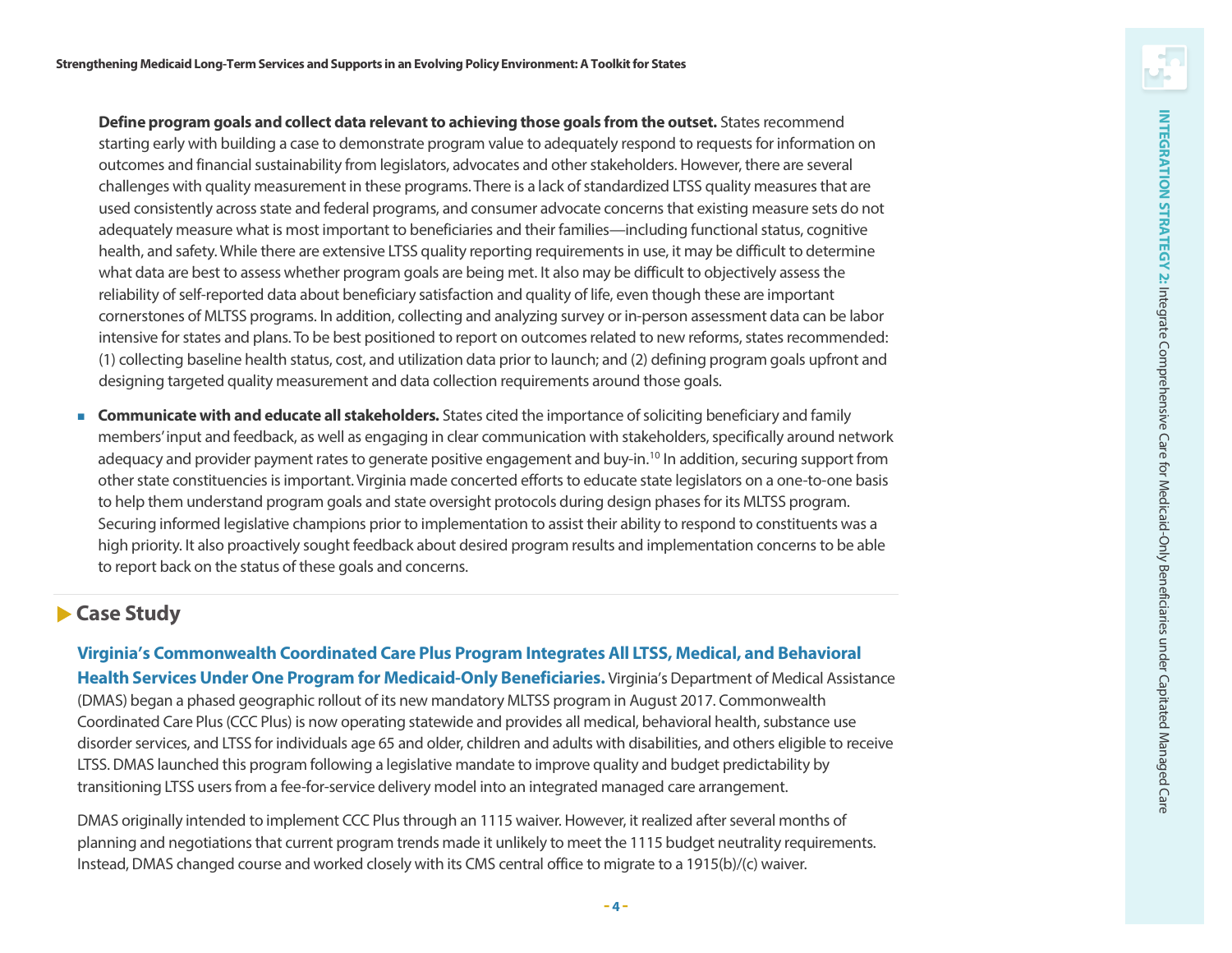**Define program goals and collect data relevant to achieving those goals from the outset.** States recommend starting early with building a case to demonstrate program value to adequately respond to requests for information on outcomes and financial sustainability from legislators, advocates and other stakeholders. However, there are several challenges with quality measurement in these programs. There is a lack of standardized LTSS quality measures that are used consistently across state and federal programs, and consumer advocate concerns that existing measure sets do not adequately measure what is most important to beneficiaries and their families—including functional status, cognitive health, and safety. While there are extensive LTSS quality reporting requirements in use, it may be difficult to determine what data are best to assess whether program goals are being met. It also may be difficult to objectively assess the reliability of self-reported data about beneficiary satisfaction and quality of life, even though these are important cornerstones of MLTSS programs. In addition, collecting and analyzing survey or in-person assessment data can be labor intensive for states and plans. To be best positioned to report on outcomes related to new reforms, states recommended: (1) collecting baseline health status, cost, and utilization data prior to launch; and (2) defining program goals upfront and designing targeted quality measurement and data collection requirements around those goals.

- **Communicate with and educate all stakeholders.** States cited the importance of soliciting beneficiary and family members' input and feedback, as well as engaging in clear communication with stakeholders, specifically around network adequacy and provider payment rates to generate positive engagement and buy-in.[10] In addition, securing support from other state constituencies is important. Virginia made concerted efforts to educate state legislators on a one-to-one basis to help them understand program goals and state oversight protocols during design phases for its MLTSS program. Securing informed legislative champions prior to implementation to assist their ability to respond to constituents was a high priority. It also proactively sought feedback about desired program results and implementation concerns to be able to report back on the status of these goals and concerns.

## Case Study

**Virginia's Commonwealth Coordinated Care Plus Program Integrates All LTSS, Medical, and Behavioral Health Services Under One Program for Medicaid-Only Beneficiaries.** Virginia's Department of Medical Assistance (DMAS) began a phased geographic rollout of its new mandatory MLTSS program in August 2017. Commonwealth Coordinated Care Plus (CCC Plus) is now operating statewide and provides all medical, behavioral health, substance use disorder services, and LTSS for individuals age 65 and older, children and adults with disabilities, and others eligible to receive LTSS. DMAS launched this program following a legislative mandate to improve quality and budget predictability by transitioning LTSS users from a fee-for-service delivery model into an integrated managed care arrangement.

DMAS originally intended to implement CCC Plus through an 1115 waiver. However, it realized after several months of planning and negotiations that current program trends made it unlikely to meet the 1115 budget neutrality requirements. Instead, DMAS changed course and worked closely with its CMS central office to migrate to a 1915(b)/(c) waiver.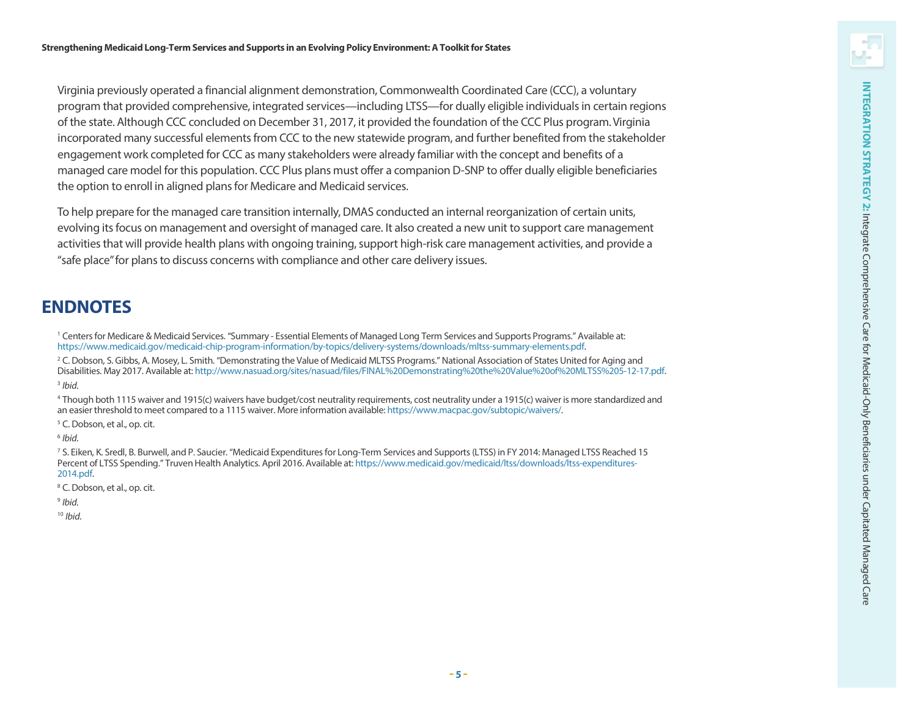Virginia previously operated a financial alignment demonstration, Commonwealth Coordinated Care (CCC), a voluntary program that provided comprehensive, integrated services—including LTSS—for dually eligible individuals in certain regions of the state. Although CCC concluded on December 31, 2017, it provided the foundation of the CCC Plus program. Virginia incorporated many successful elements from CCC to the new statewide program, and further benefited from the stakeholder engagement work completed for CCC as many stakeholders were already familiar with the concept and benefits of a managed care model for this population. CCC Plus plans must offer a companion D-SNP to offer dually eligible beneficiaries the option to enroll in aligned plans for Medicare and Medicaid services.

To help prepare for the managed care transition internally, DMAS conducted an internal reorganization of certain units, evolving its focus on management and oversight of managed care. It also created a new unit to support care management activities that will provide health plans with ongoing training, support high-risk care management activities, and provide a "safe place" for plans to discuss concerns with compliance and other care delivery issues.

## ENDNOTES

[1] Centers for Medicare & Medicaid Services. "Summary - Essential Elements of Managed Long Term Services and Supports Programs." Available at: https://www.medicaid.gov/medicaid-chip-program-information/by-topics/delivery-systems/downloads/mltss-summary-elements.pdf.

[2] C. Dobson, S. Gibbs, A. Mosey, L. Smith. "Demonstrating the Value of Medicaid MLTSS Programs." National Association of States United for Aging and Disabilities. May 2017. Available at: http://www.nasuad.org/sites/nasuad/files/FINAL%20Demonstrating%20the%20Value%20of%20MLTSS%205-12-17.pdf.

[3] *Ibid.*

[4] Though both 1115 waiver and 1915(c) waivers have budget/cost neutrality requirements, cost neutrality under a 1915(c) waiver is more standardized and an easier threshold to meet compared to a 1115 waiver. More information available: https://www.macpac.gov/subtopic/waivers/.

[5] C. Dobson, et al., op. cit.

[6] *Ibid.*

[7] S. Eiken, K. Sredl, B. Burwell, and P. Saucier. "Medicaid Expenditures for Long-Term Services and Supports (LTSS) in FY 2014: Managed LTSS Reached 15 Percent of LTSS Spending." Truven Health Analytics. April 2016. Available at: https://www.medicaid.gov/medicaid/ltss/downloads/ltss-expenditures-2014.pdf.

[8] C. Dobson, et al., op. cit.

[9] *Ibid.*

[10] *Ibid.*